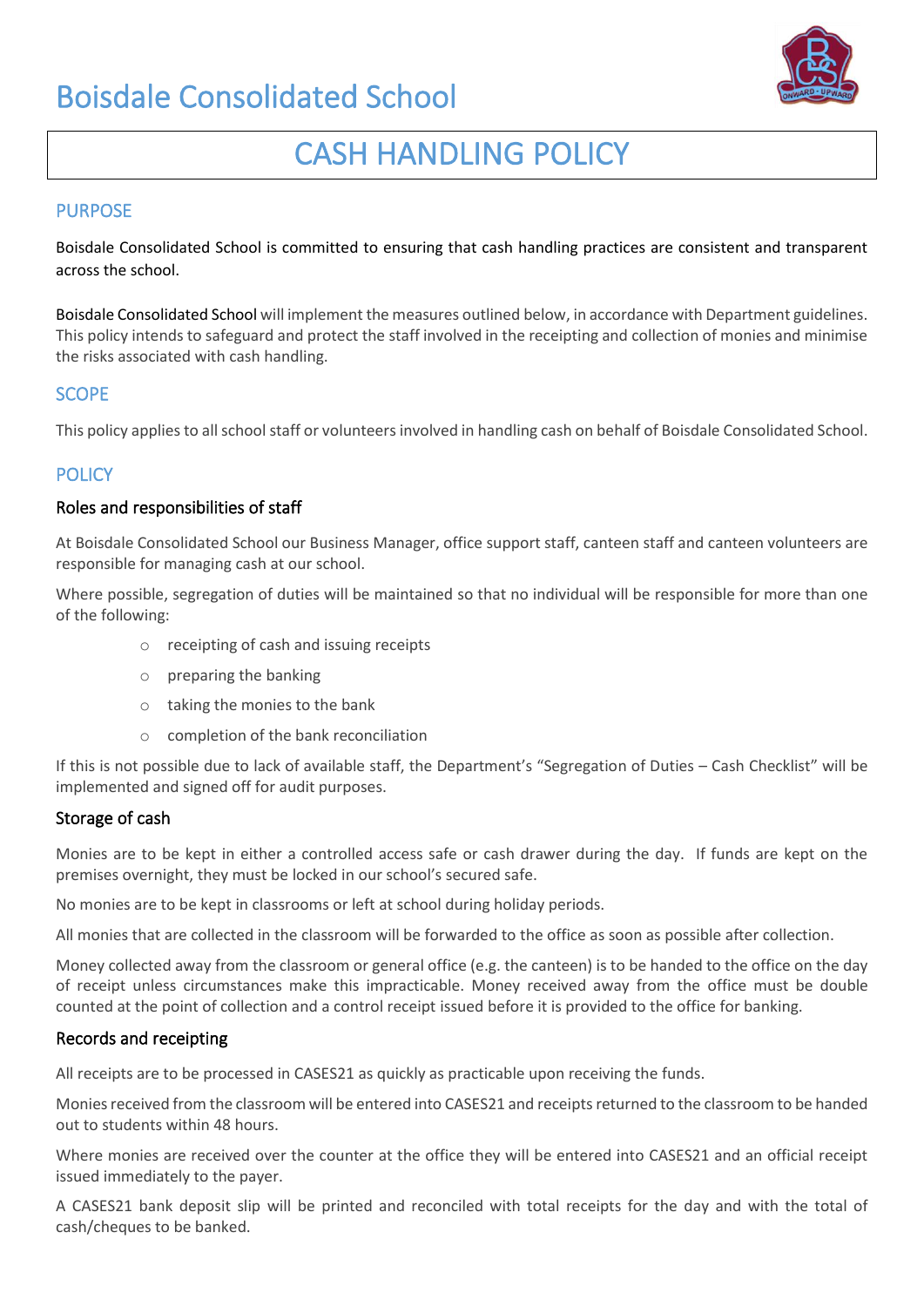# Boisdale Consolidated School

# CASH HANDLING POLICY

## PURPOSE

Boisdale Consolidated School is committed to ensuring that cash handling practices are consistent and transparent across the school.

Boisdale Consolidated School will implement the measures outlined below, in accordance with Department guidelines. This policy intends to safeguard and protect the staff involved in the receipting and collection of monies and minimise the risks associated with cash handling.

## SCOPE

This policy applies to all school staff or volunteers involved in handling cash on behalf of Boisdale Consolidated School.

## POLICY

### Roles and responsibilities of staff

At Boisdale Consolidated School our Business Manager, office support staff, canteen staff and canteen volunteers are responsible for managing cash at our school.

Where possible, segregation of duties will be maintained so that no individual will be responsible for more than one of the following:

- receipting of cash and issuing receipts
- preparing the banking
- taking the monies to the bank
- completion of the bank reconciliation

If this is not possible due to lack of available staff, the Department's "Segregation of Duties – Cash Checklist" will be implemented and signed off for audit purposes.

### Storage of cash

Monies are to be kept in either a controlled access safe or cash drawer during the day. If funds are kept on the premises overnight, they must be locked in our school's secured safe.

No monies are to be kept in classrooms or left at school during holiday periods.

All monies that are collected in the classroom will be forwarded to the office as soon as possible after collection.

Money collected away from the classroom or general office (e.g. the canteen) is to be handed to the office on the day of receipt unless circumstances make this impracticable. Money received away from the office must be double counted at the point of collection and a control receipt issued before it is provided to the office for banking.

### Records and receipting

All receipts are to be processed in CASES21 as quickly as practicable upon receiving the funds.

Monies received from the classroom will be entered into CASES21 and receipts returned to the classroom to be handed out to students within 48 hours.

Where monies are received over the counter at the office they will be entered into CASES21 and an official receipt issued immediately to the payer.

A CASES21 bank deposit slip will be printed and reconciled with total receipts for the day and with the total of cash/cheques to be banked.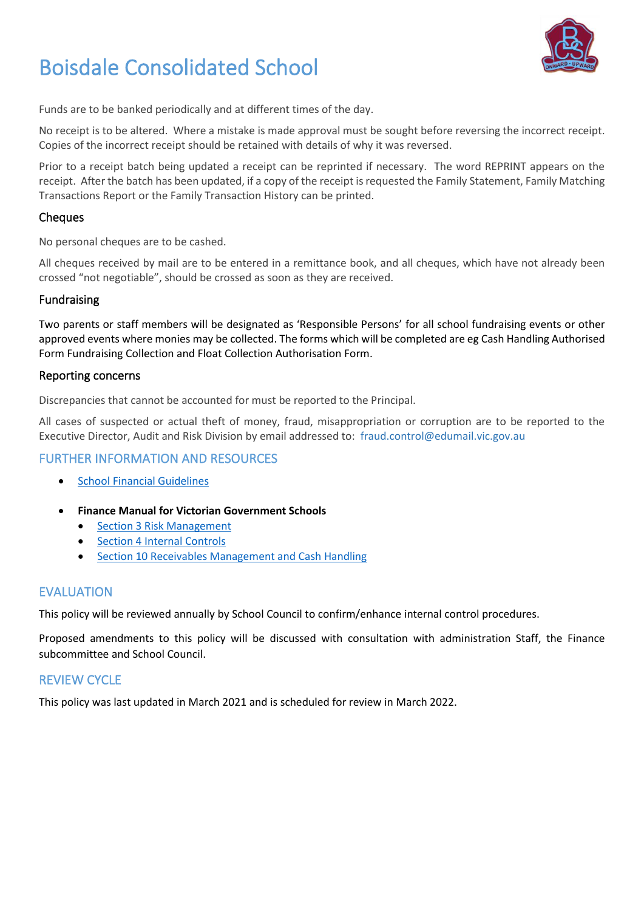Funds are to be banked periodically and at different times of the day.

No receipt is to be altered. Where a mistake is made approval must be sought before reversing the incorrect receipt. Copies of the incorrect receipt should be retained with details of why it was reversed.

Prior to a receipt batch being updated a receipt can be reprinted if necessary. The word REPRINT appears on the receipt. After the batch has been updated, if a copy of the receipt is requested the Family Statement, Family Matching Transactions Report or the Family Transaction History can be printed.

### Cheques

No personal cheques are to be cashed.

All cheques received by mail are to be entered in a remittance book, and all cheques, which have not already been crossed "not negotiable", should be crossed as soon as they are received.

### Fundraising

Two parents or staff members will be designated as 'Responsible Persons' for all school fundraising events or other approved events where monies may be collected. The forms which will be completed are eg Cash Handling Authorised Form Fundraising Collection and Float Collection Authorisation Form.

### Reporting concerns

Discrepancies that cannot be accounted for must be reported to the Principal.

All cases of suspected or actual theft of money, fraud, misappropriation or corruption are to be reported to the Executive Director, Audit and Risk Division by email addressed to: fraud.control@edumail.vic.gov.au

## FURTHER INFORMATION AND RESOURCES

- School Financial Guidelines

- **Finance Manual for Victorian Government Schools**
  - Section 3 Risk Management
  - Section 4 Internal Controls
  - Section 10 Receivables Management and Cash Handling

## EVALUATION

This policy will be reviewed annually by School Council to confirm/enhance internal control procedures.

Proposed amendments to this policy will be discussed with consultation with administration Staff, the Finance subcommittee and School Council.

## REVIEW CYCLE

This policy was last updated in March 2021 and is scheduled for review in March 2022.